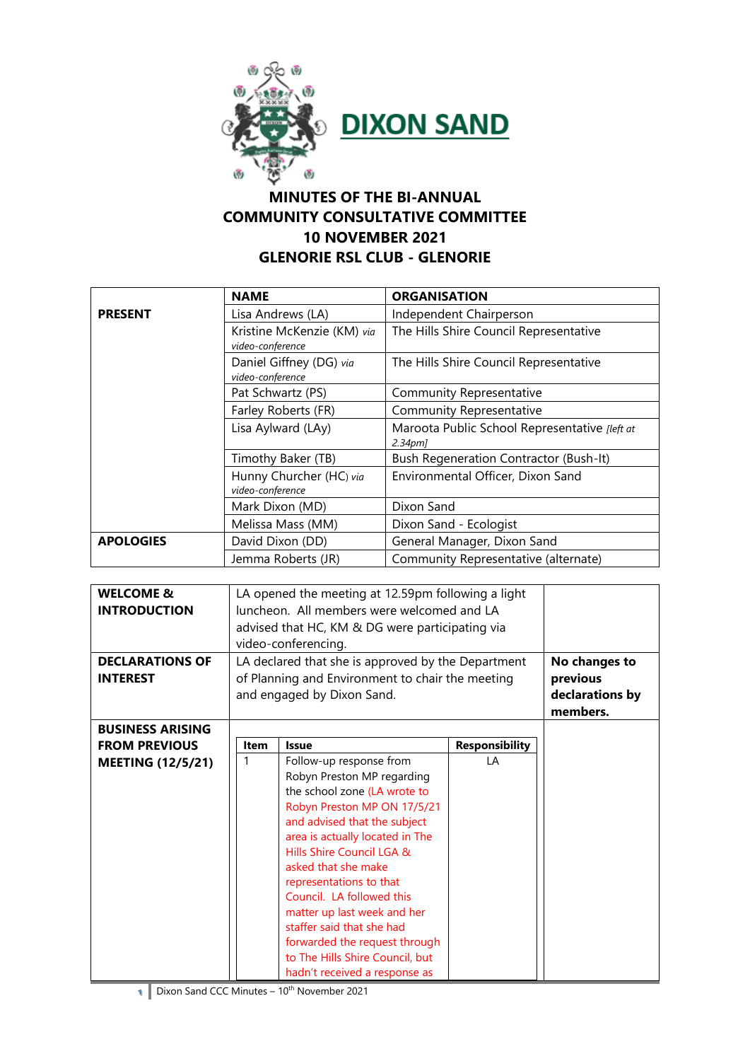DIXON SAND

# MINUTES OF THE BI-ANNUAL COMMUNITY CONSULTATIVE COMMITTEE 10 NOVEMBER 2021 GLENORIE RSL CLUB - GLENORIE

| | NAME | ORGANISATION |
|---|---|---|
| **PRESENT** | Lisa Andrews (LA) | Independent Chairperson |
| | Kristine McKenzie (KM) *via video-conference* | The Hills Shire Council Representative |
| | Daniel Giffney (DG) *via video-conference* | The Hills Shire Council Representative |
| | Pat Schwartz (PS) | Community Representative |
| | Farley Roberts (FR) | Community Representative |
| | Lisa Aylward (LAy) | Maroota Public School Representative *[left at 2.34pm]* |
| | Timothy Baker (TB) | Bush Regeneration Contractor (Bush-It) |
| | Hunny Churcher (HC) *via video-conference* | Environmental Officer, Dixon Sand |
| | Mark Dixon (MD) | Dixon Sand |
| | Melissa Mass (MM) | Dixon Sand - Ecologist |
| **APOLOGIES** | David Dixon (DD) | General Manager, Dixon Sand |
| | Jemma Roberts (JR) | Community Representative (alternate) |

| | | |
|---|---|---|
| **WELCOME & INTRODUCTION** | LA opened the meeting at 12.59pm following a light luncheon. All members were welcomed and LA advised that HC, KM & DG were participating via video-conferencing. | |
| **DECLARATIONS OF INTEREST** | LA declared that she is approved by the Department of Planning and Environment to chair the meeting and engaged by Dixon Sand. | **No changes to previous declarations by members.** |
| **BUSINESS ARISING FROM PREVIOUS MEETING (12/5/21)** | (see table below) | |

| Item | Issue | Responsibility |
|---|---|---|
| 1 | Follow-up response from Robyn Preston MP regarding the school zone (LA wrote to Robyn Preston MP ON 17/5/21 and advised that the subject area is actually located in The Hills Shire Council LGA & asked that she make representations to that Council. LA followed this matter up last week and her staffer said that she had forwarded the request through to The Hills Shire Council, but hadn't received a response as | LA |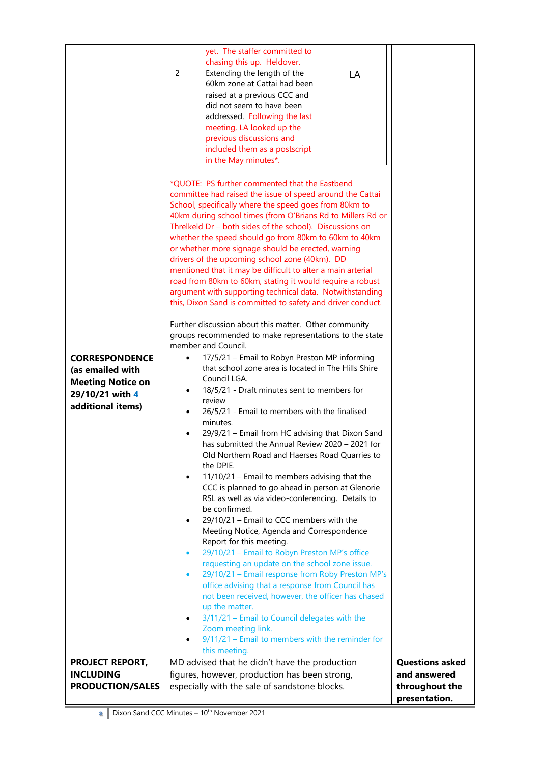| | | |
|---|---|---|
| | <table><tr><td></td><td>yet. The staffer committed to chasing this up. Heldover.</td><td></td></tr><tr><td>2</td><td>Extending the length of the 60km zone at Cattai had been raised at a previous CCC and did not seem to have been addressed. Following the last meeting, LA looked up the previous discussions and included them as a postscript in the May minutes*.</td><td>LA</td></tr></table><br>*QUOTE: PS further commented that the Eastbend committee had raised the issue of speed around the Cattai School, specifically where the speed goes from 80km to 40km during school times (from O'Brians Rd to Millers Rd or Threlkeld Dr – both sides of the school). Discussions on whether the speed should go from 80km to 60km to 40km or whether more signage should be erected, warning drivers of the upcoming school zone (40km). DD mentioned that it may be difficult to alter a main arterial road from 80km to 60km, stating it would require a robust argument with supporting technical data. Notwithstanding this, Dixon Sand is committed to safety and driver conduct.<br><br>Further discussion about this matter. Other community groups recommended to make representations to the state member and Council. | |
| **CORRESPONDENCE (as emailed with Meeting Notice on 29/10/21 with 4 additional items)** | • 17/5/21 – Email to Robyn Preston MP informing that school zone area is located in The Hills Shire Council LGA.<br>• 18/5/21 - Draft minutes sent to members for review<br>• 26/5/21 - Email to members with the finalised minutes.<br>• 29/9/21 – Email from HC advising that Dixon Sand has submitted the Annual Review 2020 – 2021 for Old Northern Road and Haerses Road Quarries to the DPIE.<br>• 11/10/21 – Email to members advising that the CCC is planned to go ahead in person at Glenorie RSL as well as via video-conferencing. Details to be confirmed.<br>• 29/10/21 – Email to CCC members with the Meeting Notice, Agenda and Correspondence Report for this meeting.<br>• 29/10/21 – Email to Robyn Preston MP's office requesting an update on the school zone issue.<br>• 29/10/21 – Email response from Roby Preston MP's office advising that a response from Council has not been received, however, the officer has chased up the matter.<br>• 3/11/21 – Email to Council delegates with the Zoom meeting link.<br>• 9/11/21 – Email to members with the reminder for this meeting. | |
| **PROJECT REPORT, INCLUDING PRODUCTION/SALES** | MD advised that he didn't have the production figures, however, production has been strong, especially with the sale of sandstone blocks. | **Questions asked and answered throughout the presentation.** |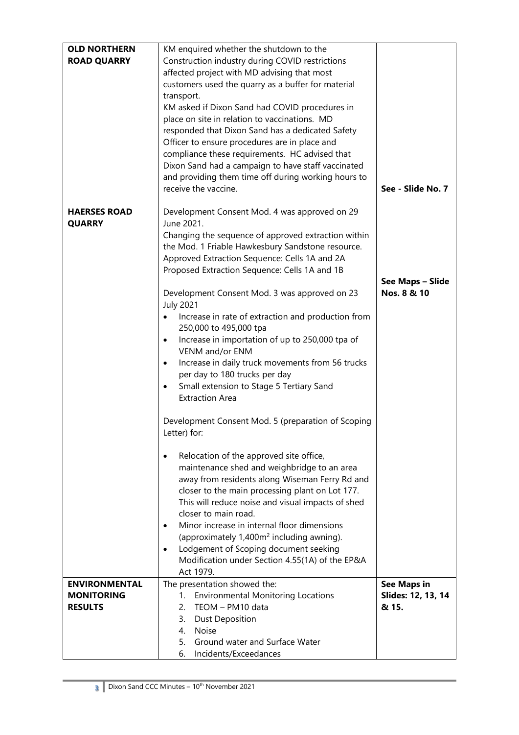| | | |
|---|---|---|
| **OLD NORTHERN ROAD QUARRY** | KM enquired whether the shutdown to the Construction industry during COVID restrictions affected project with MD advising that most customers used the quarry as a buffer for material transport.<br>KM asked if Dixon Sand had COVID procedures in place on site in relation to vaccinations. MD responded that Dixon Sand has a dedicated Safety Officer to ensure procedures are in place and compliance these requirements. HC advised that Dixon Sand had a campaign to have staff vaccinated and providing them time off during working hours to receive the vaccine. | **See - Slide No. 7** |
| **HAERSES ROAD QUARRY** | Development Consent Mod. 4 was approved on 29 June 2021.<br>Changing the sequence of approved extraction within the Mod. 1 Friable Hawkesbury Sandstone resource.<br>Approved Extraction Sequence: Cells 1A and 2A<br>Proposed Extraction Sequence: Cells 1A and 1B<br><br>Development Consent Mod. 3 was approved on 23 July 2021<br>• Increase in rate of extraction and production from 250,000 to 495,000 tpa<br>• Increase in importation of up to 250,000 tpa of VENM and/or ENM<br>• Increase in daily truck movements from 56 trucks per day to 180 trucks per day<br>• Small extension to Stage 5 Tertiary Sand Extraction Area<br><br>Development Consent Mod. 5 (preparation of Scoping Letter) for:<br><br>• Relocation of the approved site office, maintenance shed and weighbridge to an area away from residents along Wiseman Ferry Rd and closer to the main processing plant on Lot 177. This will reduce noise and visual impacts of shed closer to main road.<br>• Minor increase in internal floor dimensions (approximately 1,400m$^2$ including awning).<br>• Lodgement of Scoping document seeking Modification under Section 4.55(1A) of the EP&A Act 1979. | **See Maps – Slide Nos. 8 & 10** |
| **ENVIRONMENTAL MONITORING RESULTS** | The presentation showed the:<br>1. Environmental Monitoring Locations<br>2. TEOM – PM10 data<br>3. Dust Deposition<br>4. Noise<br>5. Ground water and Surface Water<br>6. Incidents/Exceedances | **See Maps in Slides: 12, 13, 14 & 15.** |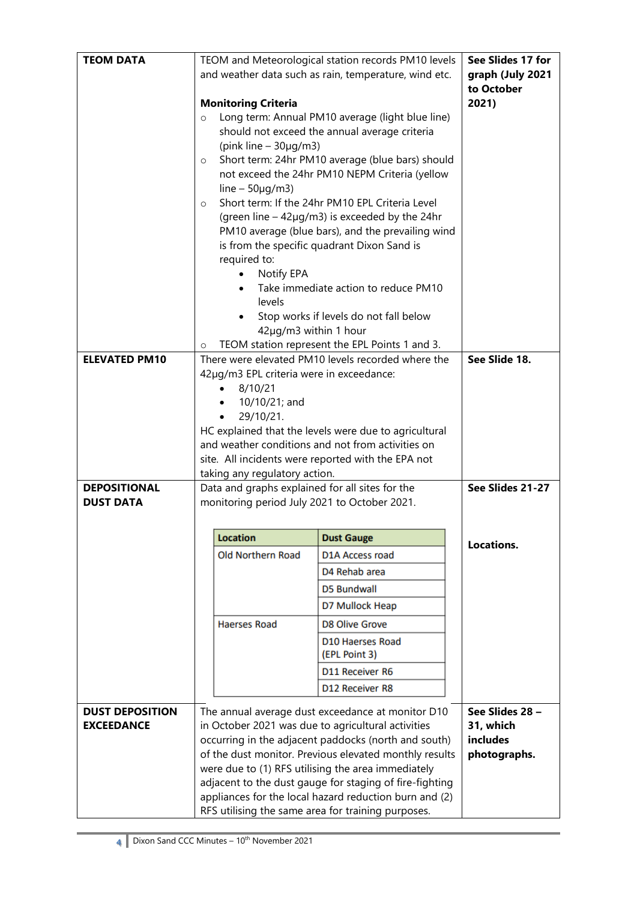| | | |
|---|---|---|
| **TEOM DATA** | TEOM and Meteorological station records PM10 levels and weather data such as rain, temperature, wind etc.<br><br>**Monitoring Criteria**<br>○ Long term: Annual PM10 average (light blue line) should not exceed the annual average criteria (pink line – 30µg/m3)<br>○ Short term: 24hr PM10 average (blue bars) should not exceed the 24hr PM10 NEPM Criteria (yellow line – 50µg/m3)<br>○ Short term: If the 24hr PM10 EPL Criteria Level (green line – 42µg/m3) is exceeded by the 24hr PM10 average (blue bars), and the prevailing wind is from the specific quadrant Dixon Sand is required to:<br>• Notify EPA<br>• Take immediate action to reduce PM10 levels<br>• Stop works if levels do not fall below 42µg/m3 within 1 hour<br>○ TEOM station represent the EPL Points 1 and 3. | **See Slides 17 for graph (July 2021 to October 2021)** |
| **ELEVATED PM10** | There were elevated PM10 levels recorded where the 42µg/m3 EPL criteria were in exceedance:<br>• 8/10/21<br>• 10/10/21; and<br>• 29/10/21.<br>HC explained that the levels were due to agricultural and weather conditions and not from activities on site. All incidents were reported with the EPA not taking any regulatory action. | **See Slide 18.** |
| **DEPOSITIONAL DUST DATA** | Data and graphs explained for all sites for the monitoring period July 2021 to October 2021. | **See Slides 21-27**<br><br>**Locations.** |
| **DUST DEPOSITION EXCEEDANCE** | The annual average dust exceedance at monitor D10 in October 2021 was due to agricultural activities occurring in the adjacent paddocks (north and south) of the dust monitor. Previous elevated monthly results were due to (1) RFS utilising the area immediately adjacent to the dust gauge for staging of fire-fighting appliances for the local hazard reduction burn and (2) RFS utilising the same area for training purposes. | **See Slides 28 – 31, which includes photographs.** |

| Location | Dust Gauge |
|---|---|
| Old Northern Road | D1A Access road |
| | D4 Rehab area |
| | D5 Bundwall |
| | D7 Mullock Heap |
| Haerses Road | D8 Olive Grove |
| | D10 Haerses Road (EPL Point 3) |
| | D11 Receiver R6 |
| | D12 Receiver R8 |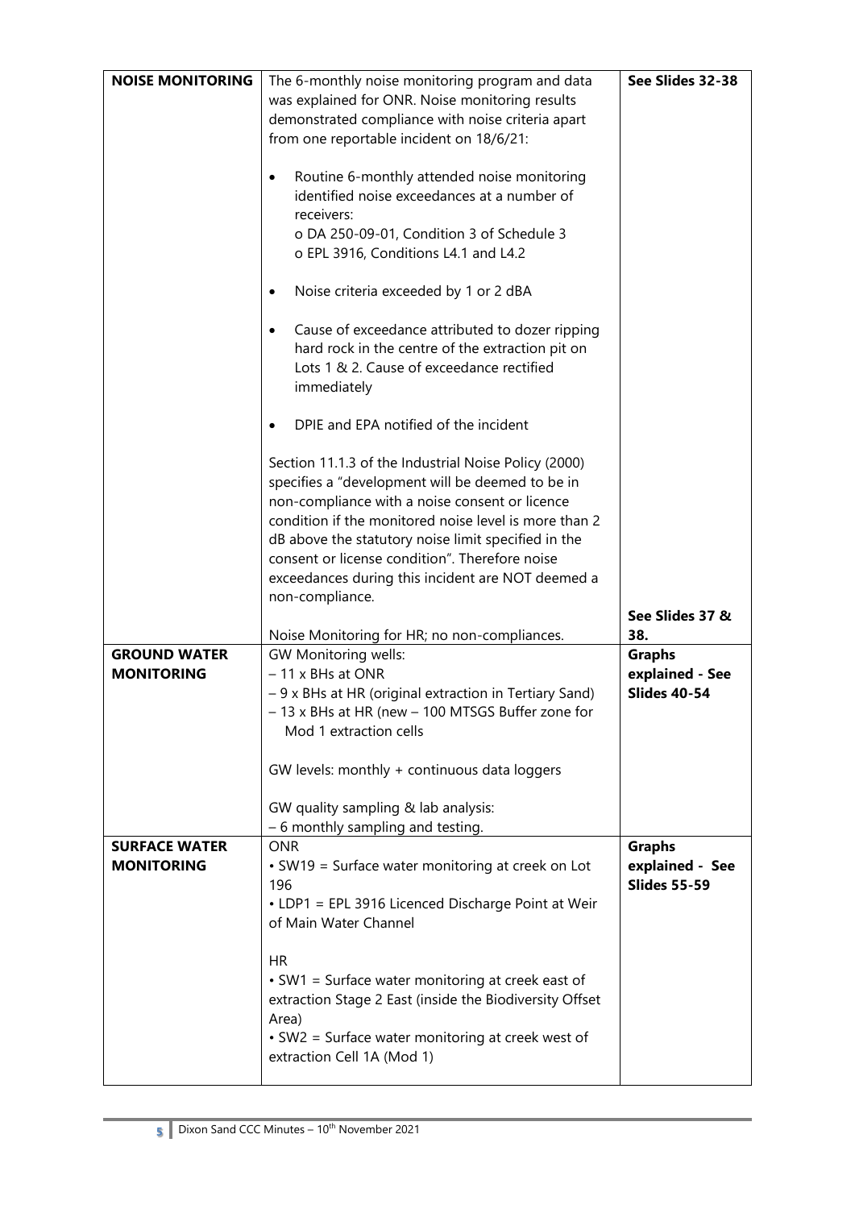| **NOISE MONITORING** | The 6-monthly noise monitoring program and data was explained for ONR. Noise monitoring results demonstrated compliance with noise criteria apart from one reportable incident on 18/6/21:<br><br>• Routine 6-monthly attended noise monitoring identified noise exceedances at a number of receivers:<br>o DA 250-09-01, Condition 3 of Schedule 3<br>o EPL 3916, Conditions L4.1 and L4.2<br><br>• Noise criteria exceeded by 1 or 2 dBA<br><br>• Cause of exceedance attributed to dozer ripping hard rock in the centre of the extraction pit on Lots 1 & 2. Cause of exceedance rectified immediately<br><br>• DPIE and EPA notified of the incident<br><br>Section 11.1.3 of the Industrial Noise Policy (2000) specifies a "development will be deemed to be in non-compliance with a noise consent or licence condition if the monitored noise level is more than 2 dB above the statutory noise limit specified in the consent or license condition". Therefore noise exceedances during this incident are NOT deemed a non-compliance.<br><br>Noise Monitoring for HR; no non-compliances. | **See Slides 32-38**<br><br>**See Slides 37 & 38.** |
|---|---|---|
| **GROUND WATER MONITORING** | GW Monitoring wells:<br>– 11 x BHs at ONR<br>– 9 x BHs at HR (original extraction in Tertiary Sand)<br>– 13 x BHs at HR (new – 100 MTSGS Buffer zone for Mod 1 extraction cells<br><br>GW levels: monthly + continuous data loggers<br><br>GW quality sampling & lab analysis:<br>– 6 monthly sampling and testing. | **Graphs explained - See Slides 40-54** |
| **SURFACE WATER MONITORING** | ONR<br>• SW19 = Surface water monitoring at creek on Lot 196<br>• LDP1 = EPL 3916 Licenced Discharge Point at Weir of Main Water Channel<br><br>HR<br>• SW1 = Surface water monitoring at creek east of extraction Stage 2 East (inside the Biodiversity Offset Area)<br>• SW2 = Surface water monitoring at creek west of extraction Cell 1A (Mod 1) | **Graphs explained - See Slides 55-59** |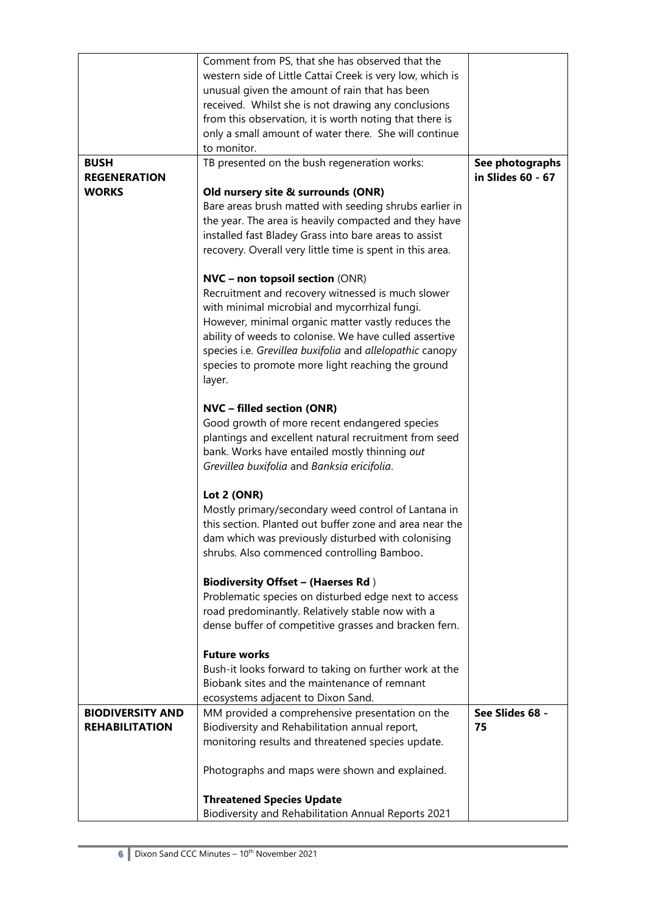| | | |
|---|---|---|
| | Comment from PS, that she has observed that the western side of Little Cattai Creek is very low, which is unusual given the amount of rain that has been received. Whilst she is not drawing any conclusions from this observation, it is worth noting that there is only a small amount of water there. She will continue to monitor. | |
| **BUSH REGENERATION WORKS** | TB presented on the bush regeneration works:<br><br>**Old nursery site & surrounds (ONR)**<br>Bare areas brush matted with seeding shrubs earlier in the year. The area is heavily compacted and they have installed fast Bladey Grass into bare areas to assist recovery. Overall very little time is spent in this area.<br><br>**NVC – non topsoil section** (ONR)<br>Recruitment and recovery witnessed is much slower with minimal microbial and mycorrhizal fungi. However, minimal organic matter vastly reduces the ability of weeds to colonise. We have culled assertive species i.e. *Grevillea buxifolia* and *allelopathic* canopy species to promote more light reaching the ground layer.<br><br>**NVC – filled section (ONR)**<br>Good growth of more recent endangered species plantings and excellent natural recruitment from seed bank. Works have entailed mostly thinning *out Grevillea buxifolia* and *Banksia ericifolia*.<br><br>**Lot 2 (ONR)**<br>Mostly primary/secondary weed control of Lantana in this section. Planted out buffer zone and area near the dam which was previously disturbed with colonising shrubs. Also commenced controlling Bamboo.<br><br>**Biodiversity Offset – (Haerses Rd** )<br>Problematic species on disturbed edge next to access road predominantly. Relatively stable now with a dense buffer of competitive grasses and bracken fern.<br><br>**Future works**<br>Bush-it looks forward to taking on further work at the Biobank sites and the maintenance of remnant ecosystems adjacent to Dixon Sand. | **See photographs in Slides 60 - 67** |
| **BIODIVERSITY AND REHABILITATION** | MM provided a comprehensive presentation on the Biodiversity and Rehabilitation annual report, monitoring results and threatened species update.<br><br>Photographs and maps were shown and explained.<br><br>**Threatened Species Update**<br>Biodiversity and Rehabilitation Annual Reports 2021 | **See Slides 68 - 75** |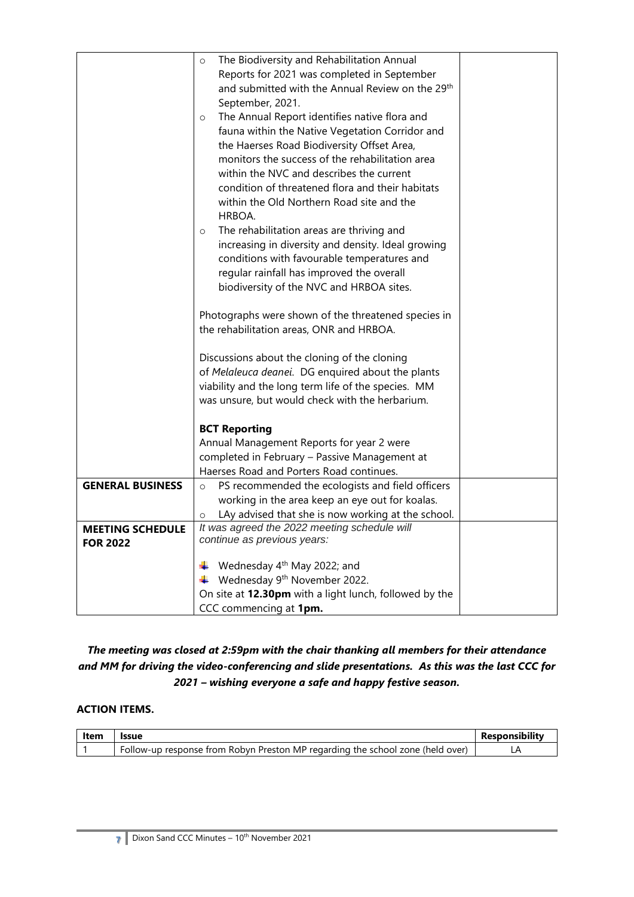| | | |
|---|---|---|
| | ○ The Biodiversity and Rehabilitation Annual Reports for 2021 was completed in September and submitted with the Annual Review on the 29th September, 2021.<br>○ The Annual Report identifies native flora and fauna within the Native Vegetation Corridor and the Haerses Road Biodiversity Offset Area, monitors the success of the rehabilitation area within the NVC and describes the current condition of threatened flora and their habitats within the Old Northern Road site and the HRBOA.<br>○ The rehabilitation areas are thriving and increasing in diversity and density. Ideal growing conditions with favourable temperatures and regular rainfall has improved the overall biodiversity of the NVC and HRBOA sites.<br><br>Photographs were shown of the threatened species in the rehabilitation areas, ONR and HRBOA.<br><br>Discussions about the cloning of the cloning of *Melaleuca deanei*. DG enquired about the plants viability and the long term life of the species. MM was unsure, but would check with the herbarium.<br><br>**BCT Reporting**<br>Annual Management Reports for year 2 were completed in February – Passive Management at Haerses Road and Porters Road continues. | |
| **GENERAL BUSINESS** | ○ PS recommended the ecologists and field officers working in the area keep an eye out for koalas.<br>○ LAy advised that she is now working at the school. | |
| **MEETING SCHEDULE FOR 2022** | *It was agreed the 2022 meeting schedule will continue as previous years:*<br><br>- Wednesday 4th May 2022; and<br>- Wednesday 9th November 2022.<br><br>On site at **12.30pm** with a light lunch, followed by the CCC commencing at **1pm.** | |

***The meeting was closed at 2:59pm with the chair thanking all members for their attendance and MM for driving the video-conferencing and slide presentations. As this was the last CCC for 2021 – wishing everyone a safe and happy festive season.***

**ACTION ITEMS.**

| Item | Issue | Responsibility |
|---|---|---|
| 1 | Follow-up response from Robyn Preston MP regarding the school zone (held over) | LA |